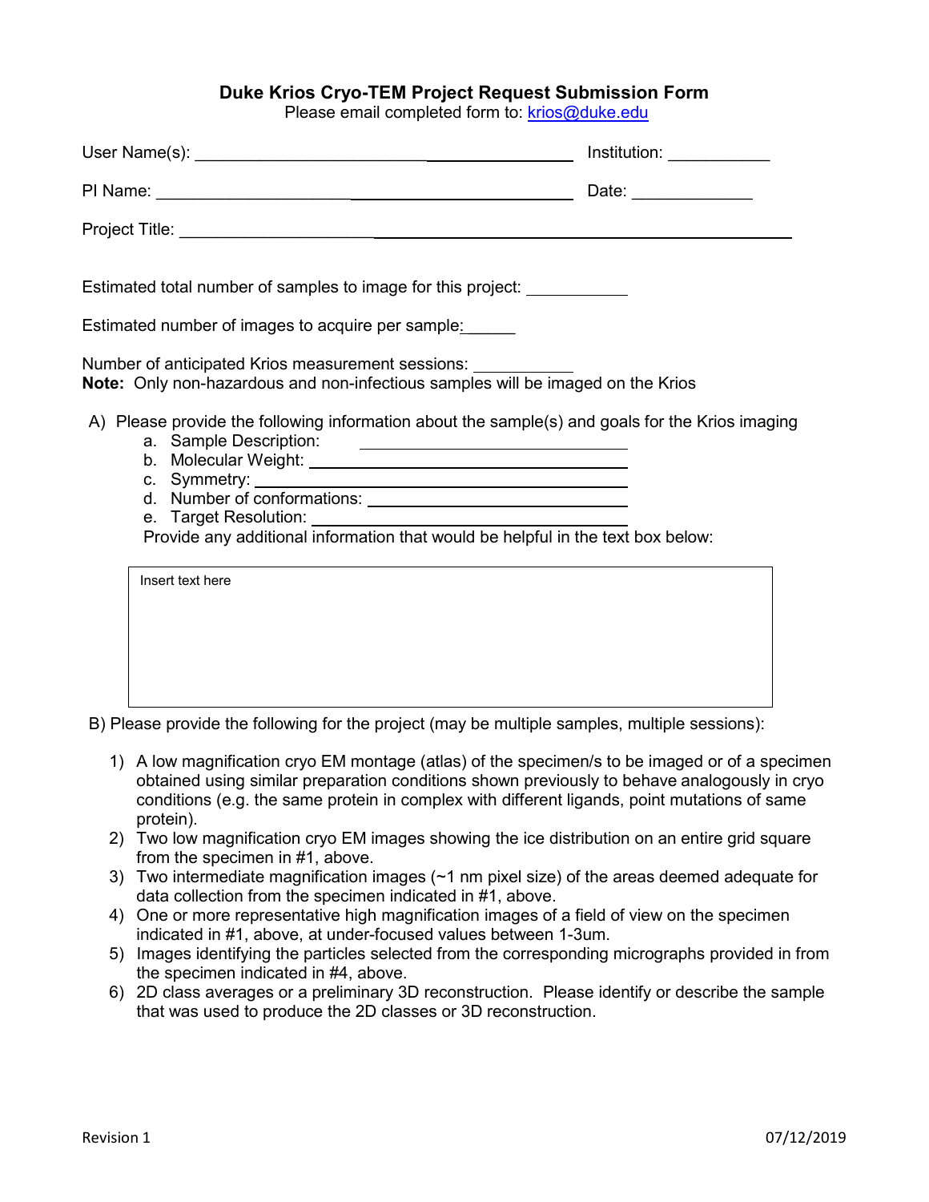# Duke Krios Cryo-TEM Project Request Submission Form

Please email completed form to: krios@duke.edu

User Name(s): ________________________________________ Institution: ___________

PI Name: ________________________________________ Date: _____________

Project Title: ____________________________________________________________

Estimated total number of samples to image for this project: ___________

Estimated number of images to acquire per sample: ______

Number of anticipated Krios measurement sessions: ___________

**Note:** Only non-hazardous and non-infectious samples will be imaged on the Krios

A) Please provide the following information about the sample(s) and goals for the Krios imaging

a. Sample Description: ______________________________
b. Molecular Weight: ______________________________
c. Symmetry: ______________________________
d. Number of conformations: ______________________________
e. Target Resolution: ______________________________

Provide any additional information that would be helpful in the text box below:

| Insert text here |
|---|
| |

B) Please provide the following for the project (may be multiple samples, multiple sessions):

1) A low magnification cryo EM montage (atlas) of the specimen/s to be imaged or of a specimen obtained using similar preparation conditions shown previously to behave analogously in cryo conditions (e.g. the same protein in complex with different ligands, point mutations of same protein).
2) Two low magnification cryo EM images showing the ice distribution on an entire grid square from the specimen in #1, above.
3) Two intermediate magnification images (~1 nm pixel size) of the areas deemed adequate for data collection from the specimen indicated in #1, above.
4) One or more representative high magnification images of a field of view on the specimen indicated in #1, above, at under-focused values between 1-3um.
5) Images identifying the particles selected from the corresponding micrographs provided in from the specimen indicated in #4, above.
6) 2D class averages or a preliminary 3D reconstruction. Please identify or describe the sample that was used to produce the 2D classes or 3D reconstruction.

Revision 1 07/12/2019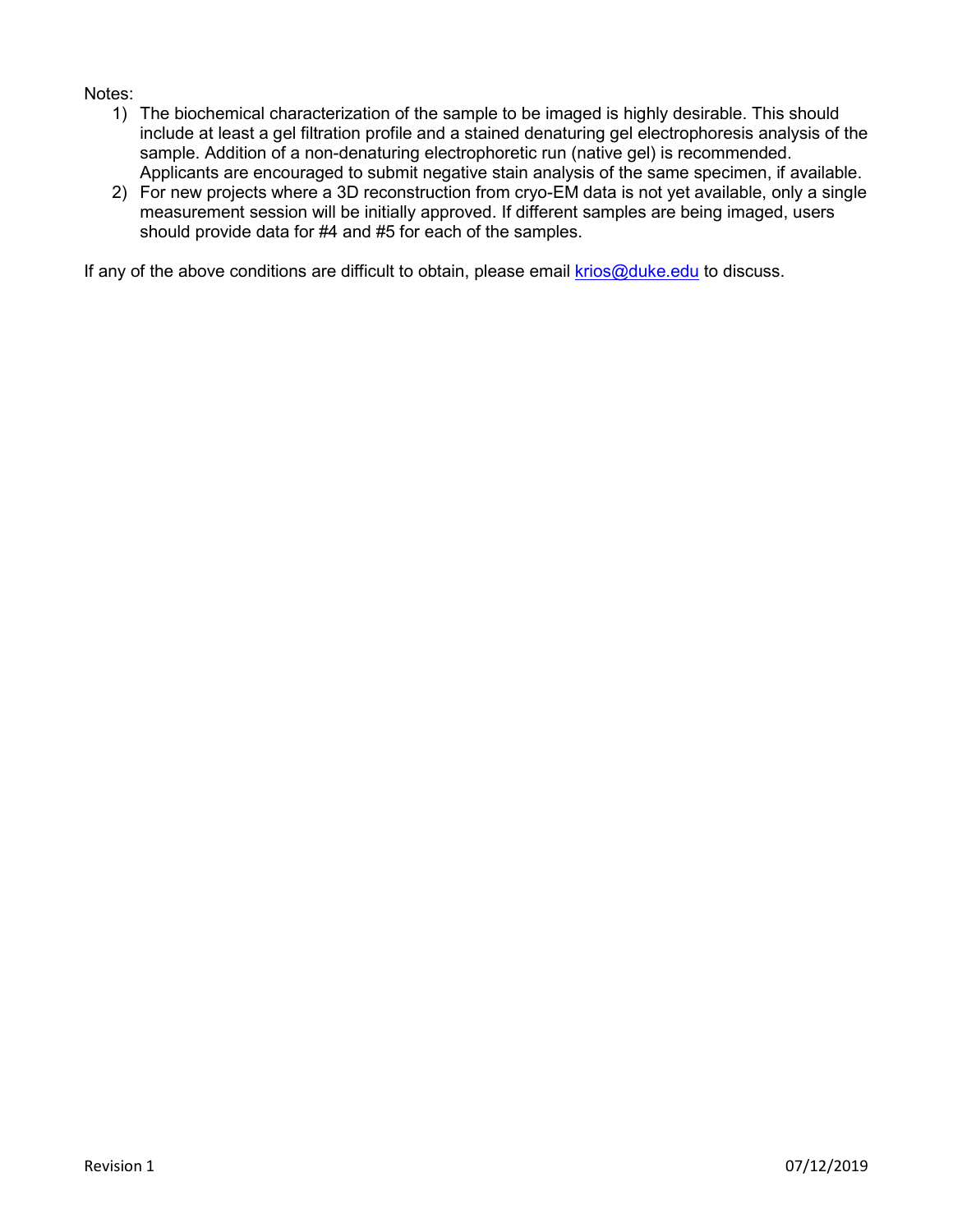Notes:

1) The biochemical characterization of the sample to be imaged is highly desirable. This should include at least a gel filtration profile and a stained denaturing gel electrophoresis analysis of the sample. Addition of a non-denaturing electrophoretic run (native gel) is recommended. Applicants are encouraged to submit negative stain analysis of the same specimen, if available.
2) For new projects where a 3D reconstruction from cryo-EM data is not yet available, only a single measurement session will be initially approved. If different samples are being imaged, users should provide data for #4 and #5 for each of the samples.

If any of the above conditions are difficult to obtain, please email [krios@duke.edu](mailto:krios@duke.edu) to discuss.